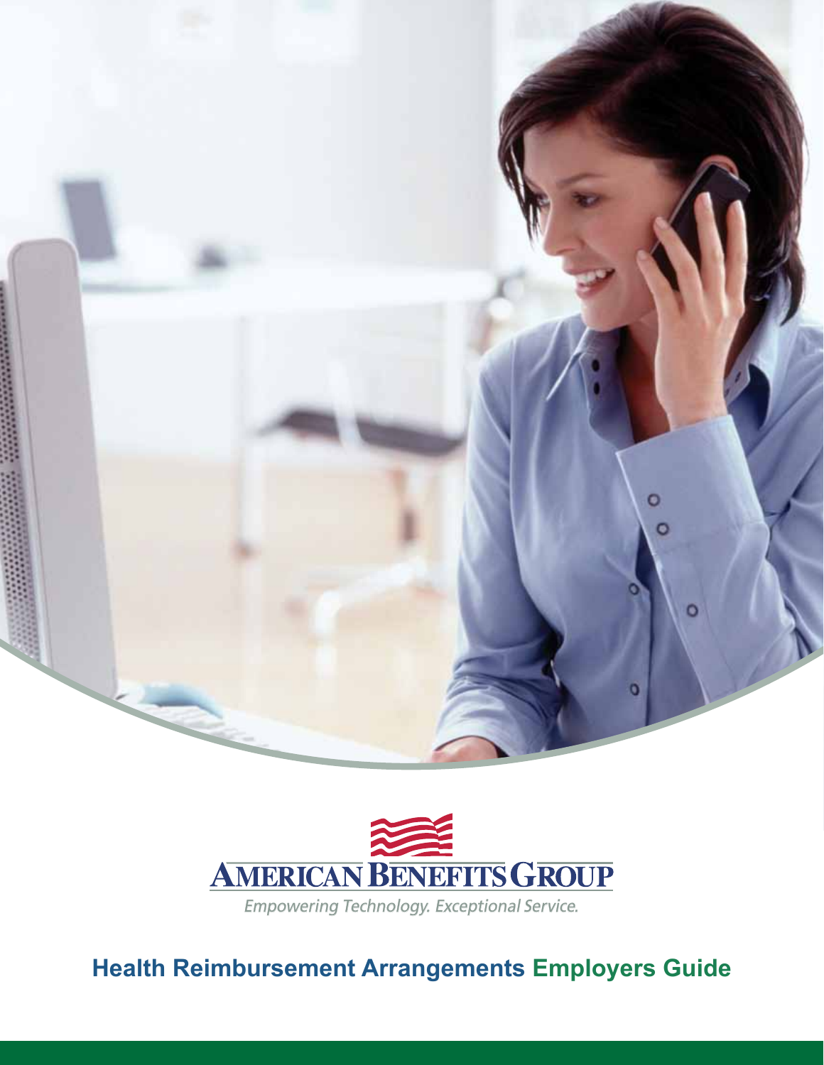AMERICAN BENEFITS GROUP

*Empowering Technology. Exceptional Service.*

# Health Reimbursement Arrangements Employers Guide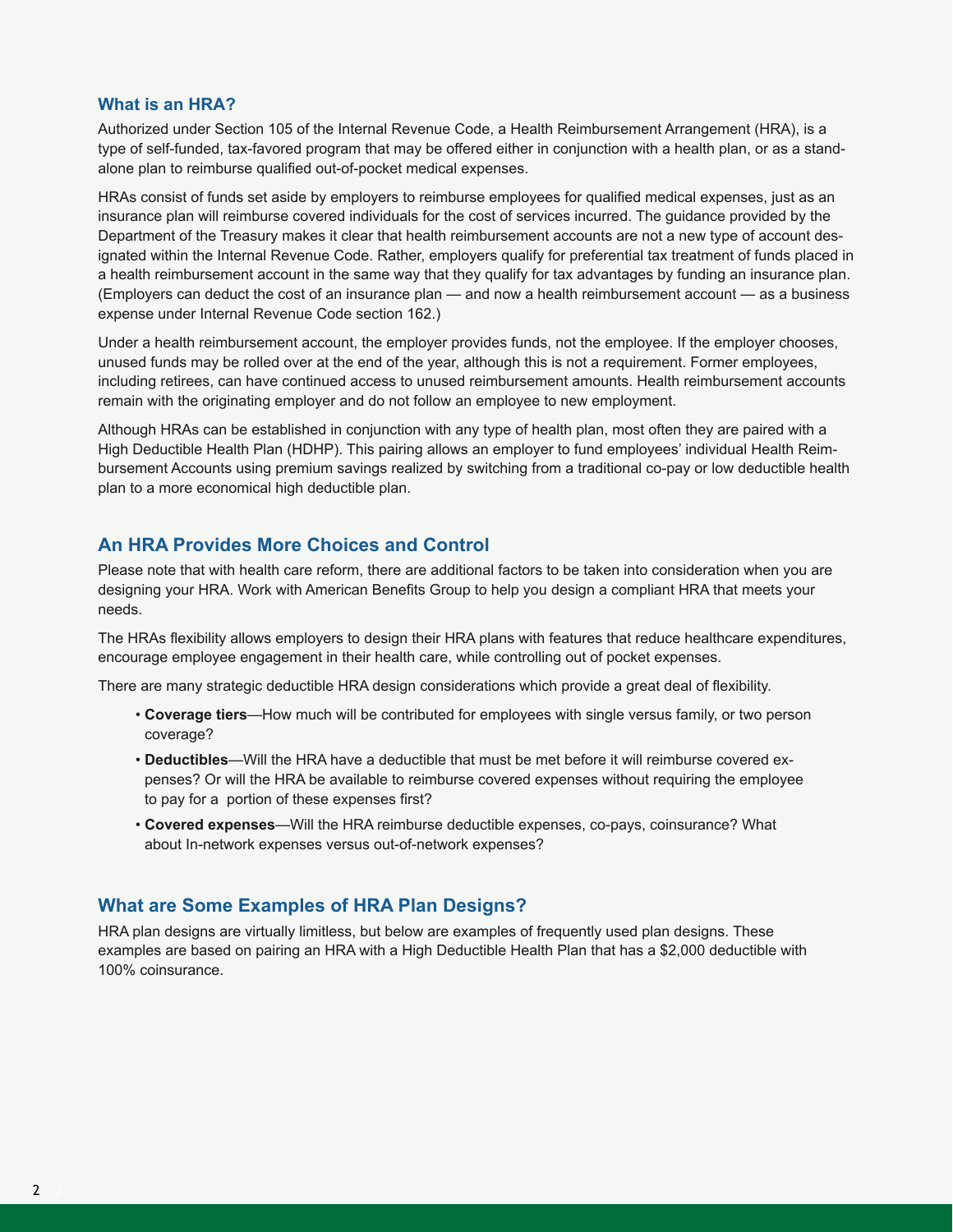## What is an HRA?

Authorized under Section 105 of the Internal Revenue Code, a Health Reimbursement Arrangement (HRA), is a type of self-funded, tax-favored program that may be offered either in conjunction with a health plan, or as a stand-alone plan to reimburse qualified out-of-pocket medical expenses.

HRAs consist of funds set aside by employers to reimburse employees for qualified medical expenses, just as an insurance plan will reimburse covered individuals for the cost of services incurred. The guidance provided by the Department of the Treasury makes it clear that health reimbursement accounts are not a new type of account designated within the Internal Revenue Code. Rather, employers qualify for preferential tax treatment of funds placed in a health reimbursement account in the same way that they qualify for tax advantages by funding an insurance plan. (Employers can deduct the cost of an insurance plan — and now a health reimbursement account — as a business expense under Internal Revenue Code section 162.)

Under a health reimbursement account, the employer provides funds, not the employee. If the employer chooses, unused funds may be rolled over at the end of the year, although this is not a requirement. Former employees, including retirees, can have continued access to unused reimbursement amounts. Health reimbursement accounts remain with the originating employer and do not follow an employee to new employment.

Although HRAs can be established in conjunction with any type of health plan, most often they are paired with a High Deductible Health Plan (HDHP). This pairing allows an employer to fund employees' individual Health Reimbursement Accounts using premium savings realized by switching from a traditional co-pay or low deductible health plan to a more economical high deductible plan.

## An HRA Provides More Choices and Control

Please note that with health care reform, there are additional factors to be taken into consideration when you are designing your HRA. Work with American Benefits Group to help you design a compliant HRA that meets your needs.

The HRAs flexibility allows employers to design their HRA plans with features that reduce healthcare expenditures, encourage employee engagement in their health care, while controlling out of pocket expenses.

There are many strategic deductible HRA design considerations which provide a great deal of flexibility.

- **Coverage tiers**—How much will be contributed for employees with single versus family, or two person coverage?
- **Deductibles**—Will the HRA have a deductible that must be met before it will reimburse covered expenses? Or will the HRA be available to reimburse covered expenses without requiring the employee to pay for a portion of these expenses first?
- **Covered expenses**—Will the HRA reimburse deductible expenses, co-pays, coinsurance? What about In-network expenses versus out-of-network expenses?

## What are Some Examples of HRA Plan Designs?

HRA plan designs are virtually limitless, but below are examples of frequently used plan designs. These examples are based on pairing an HRA with a High Deductible Health Plan that has a $2,000 deductible with 100% coinsurance.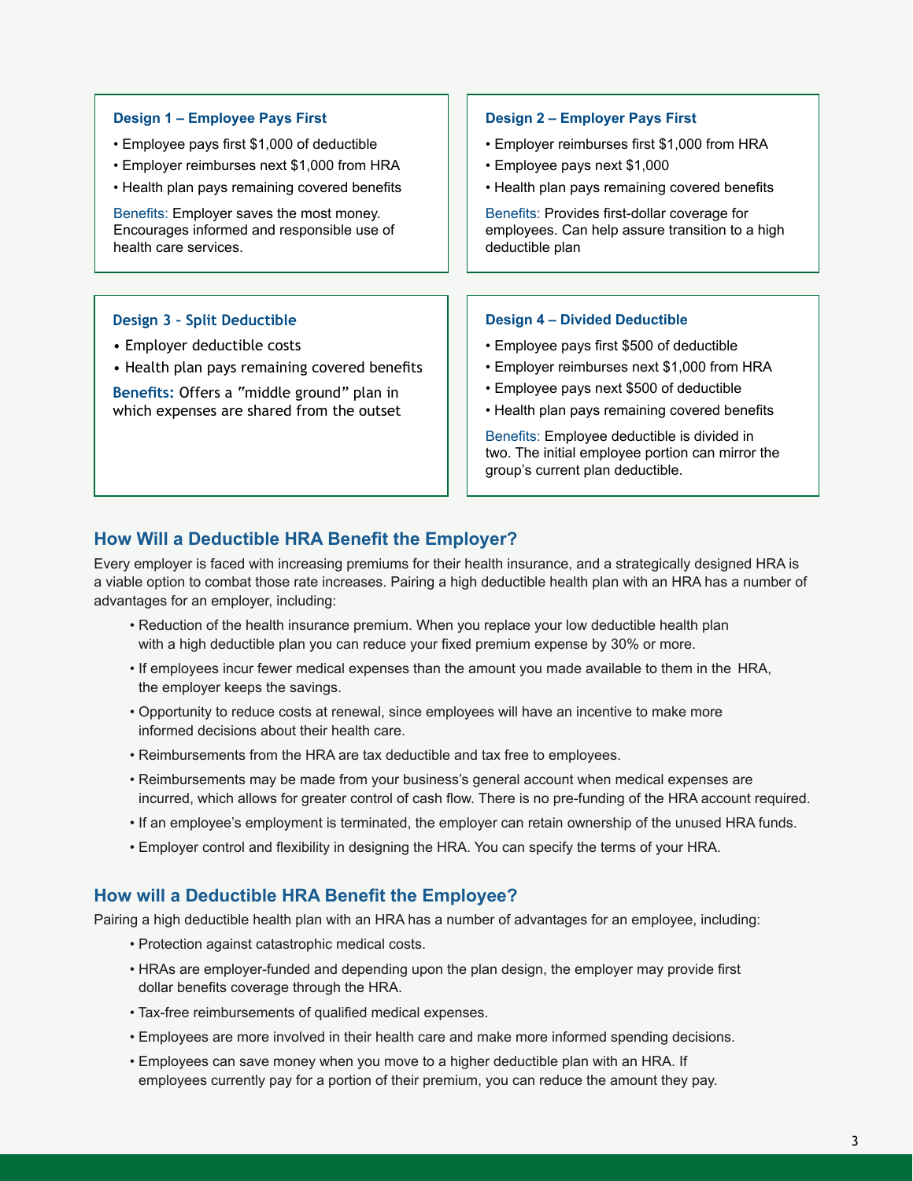**Design 1 – Employee Pays First**

- Employee pays first $1,000 of deductible
- Employer reimburses next $1,000 from HRA
- Health plan pays remaining covered benefits

Benefits: Employer saves the most money. Encourages informed and responsible use of health care services.

**Design 2 – Employer Pays First**

- Employer reimburses first $1,000 from HRA
- Employee pays next $1,000
- Health plan pays remaining covered benefits

Benefits: Provides first-dollar coverage for employees. Can help assure transition to a high deductible plan

**Design 3 - Split Deductible**

- Employer deductible costs
- Health plan pays remaining covered benefits

**Benefits:** Offers a "middle ground" plan in which expenses are shared from the outset

**Design 4 – Divided Deductible**

- Employee pays first $500 of deductible
- Employer reimburses next $1,000 from HRA
- Employee pays next $500 of deductible
- Health plan pays remaining covered benefits

Benefits: Employee deductible is divided in two. The initial employee portion can mirror the group's current plan deductible.

## How Will a Deductible HRA Benefit the Employer?

Every employer is faced with increasing premiums for their health insurance, and a strategically designed HRA is a viable option to combat those rate increases. Pairing a high deductible health plan with an HRA has a number of advantages for an employer, including:

- Reduction of the health insurance premium. When you replace your low deductible health plan with a high deductible plan you can reduce your fixed premium expense by 30% or more.
- If employees incur fewer medical expenses than the amount you made available to them in the HRA, the employer keeps the savings.
- Opportunity to reduce costs at renewal, since employees will have an incentive to make more informed decisions about their health care.
- Reimbursements from the HRA are tax deductible and tax free to employees.
- Reimbursements may be made from your business's general account when medical expenses are incurred, which allows for greater control of cash flow. There is no pre-funding of the HRA account required.
- If an employee's employment is terminated, the employer can retain ownership of the unused HRA funds.
- Employer control and flexibility in designing the HRA. You can specify the terms of your HRA.

## How will a Deductible HRA Benefit the Employee?

Pairing a high deductible health plan with an HRA has a number of advantages for an employee, including:

- Protection against catastrophic medical costs.
- HRAs are employer-funded and depending upon the plan design, the employer may provide first dollar benefits coverage through the HRA.
- Tax-free reimbursements of qualified medical expenses.
- Employees are more involved in their health care and make more informed spending decisions.
- Employees can save money when you move to a higher deductible plan with an HRA. If employees currently pay for a portion of their premium, you can reduce the amount they pay.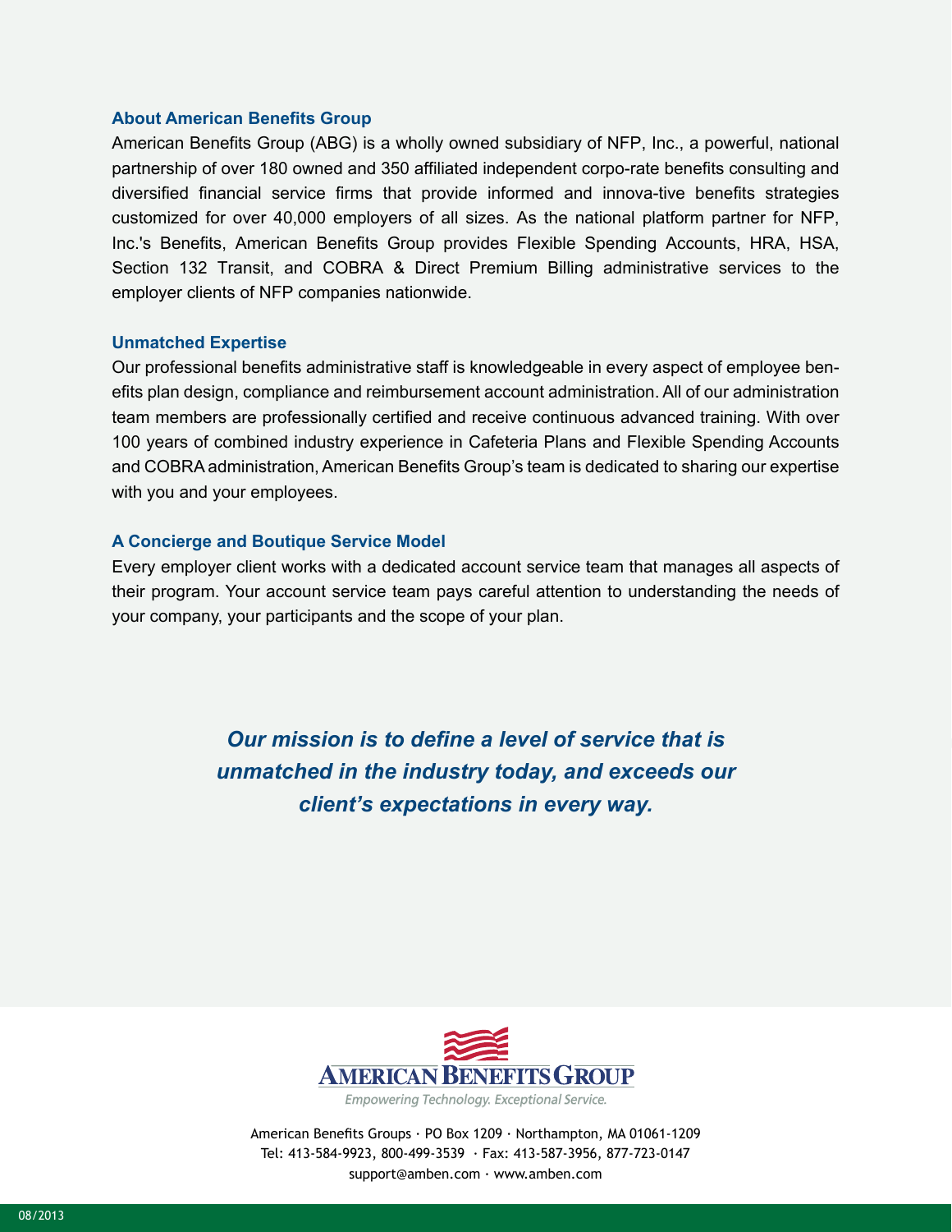### About American Benefits Group

American Benefits Group (ABG) is a wholly owned subsidiary of NFP, Inc., a powerful, national partnership of over 180 owned and 350 affiliated independent corpo-rate benefits consulting and diversified financial service firms that provide informed and innova-tive benefits strategies customized for over 40,000 employers of all sizes. As the national platform partner for NFP, Inc.'s Benefits, American Benefits Group provides Flexible Spending Accounts, HRA, HSA, Section 132 Transit, and COBRA & Direct Premium Billing administrative services to the employer clients of NFP companies nationwide.

### Unmatched Expertise

Our professional benefits administrative staff is knowledgeable in every aspect of employee benefits plan design, compliance and reimbursement account administration. All of our administration team members are professionally certified and receive continuous advanced training. With over 100 years of combined industry experience in Cafeteria Plans and Flexible Spending Accounts and COBRA administration, American Benefits Group's team is dedicated to sharing our expertise with you and your employees.

### A Concierge and Boutique Service Model

Every employer client works with a dedicated account service team that manages all aspects of their program. Your account service team pays careful attention to understanding the needs of your company, your participants and the scope of your plan.

***Our mission is to define a level of service that is unmatched in the industry today, and exceeds our client's expectations in every way.***

AMERICAN BENEFITS GROUP

*Empowering Technology. Exceptional Service.*

American Benefits Groups · PO Box 1209 · Northampton, MA 01061-1209
Tel: 413-584-9923, 800-499-3539 · Fax: 413-587-3956, 877-723-0147
support@amben.com · www.amben.com

08/2013